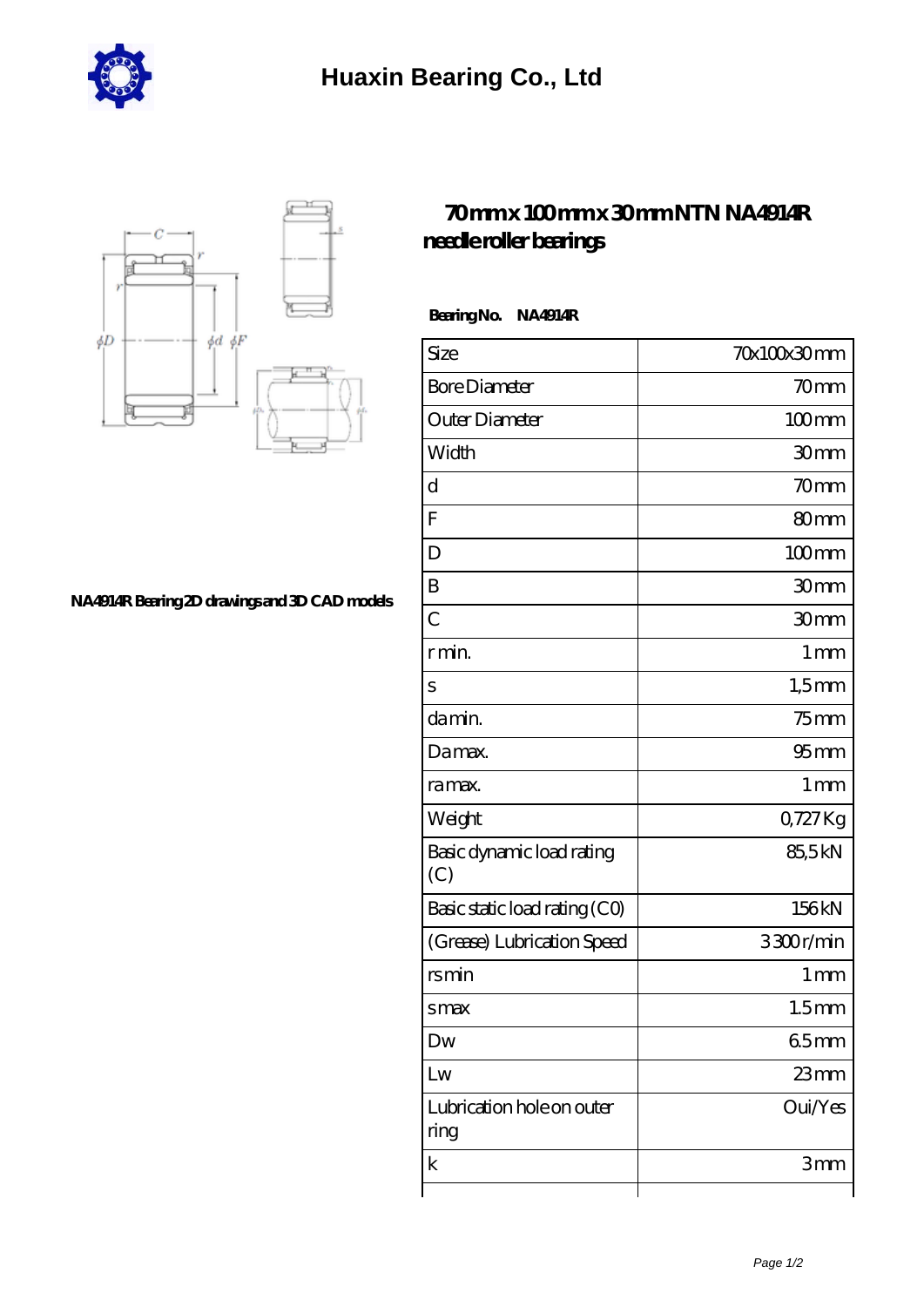# Huaxin Bearing Co., Ltd

## 70mm x 100mm x 30mm NTN NA4914R needle roller bearings

NA4914R Bearing 2D drawings and 3D CAD models

**Bearing No. NA4914R**

| Size | 70x100x30 mm |
|---|---|
| Bore Diameter | 70 mm |
| Outer Diameter | 100 mm |
| Width | 30 mm |
| d | 70 mm |
| F | 80 mm |
| D | 100 mm |
| B | 30 mm |
| C | 30 mm |
| r min. | 1 mm |
| s | 1,5 mm |
| da min. | 75 mm |
| Da max. | 95 mm |
| ra max. | 1 mm |
| Weight | 0,727 Kg |
| Basic dynamic load rating (C) | 85,5 kN |
| Basic static load rating (C0) | 156 kN |
| (Grease) Lubrication Speed | 3 300 r/min |
| rs min | 1 mm |
| s max | 1.5 mm |
| Dw | 6.5 mm |
| Lw | 23 mm |
| Lubrication hole on outer ring | Oui/Yes |
| k | 3 mm |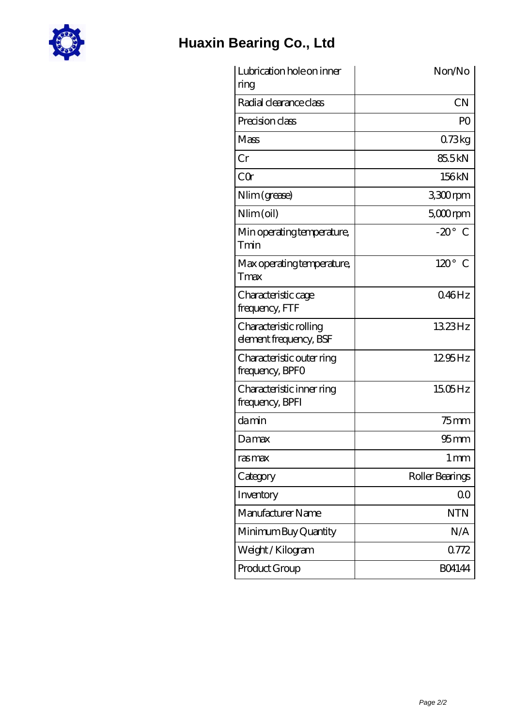# Huaxin Bearing Co., Ltd

| | |
|---|---|
| Lubrication hole on inner ring | Non/No |
| Radial clearance class | CN |
| Precision class | P0 |
| Mass | 0.73 kg |
| Cr | 85.5 kN |
| C0r | 156 kN |
| Nlim (grease) | 3,300 rpm |
| Nlim (oil) | 5,000 rpm |
| Min operating temperature, Tmin | -20 ° C |
| Max operating temperature, Tmax | 120 ° C |
| Characteristic cage frequency, FTF | 0.46 Hz |
| Characteristic rolling element frequency, BSF | 13.23 Hz |
| Characteristic outer ring frequency, BPFO | 12.95 Hz |
| Characteristic inner ring frequency, BPFI | 15.05 Hz |
| da min | 75 mm |
| Da max | 95 mm |
| ras max | 1 mm |
| Category | Roller Bearings |
| Inventory | 0.0 |
| Manufacturer Name | NTN |
| Minimum Buy Quantity | N/A |
| Weight / Kilogram | 0.772 |
| Product Group | B04144 |